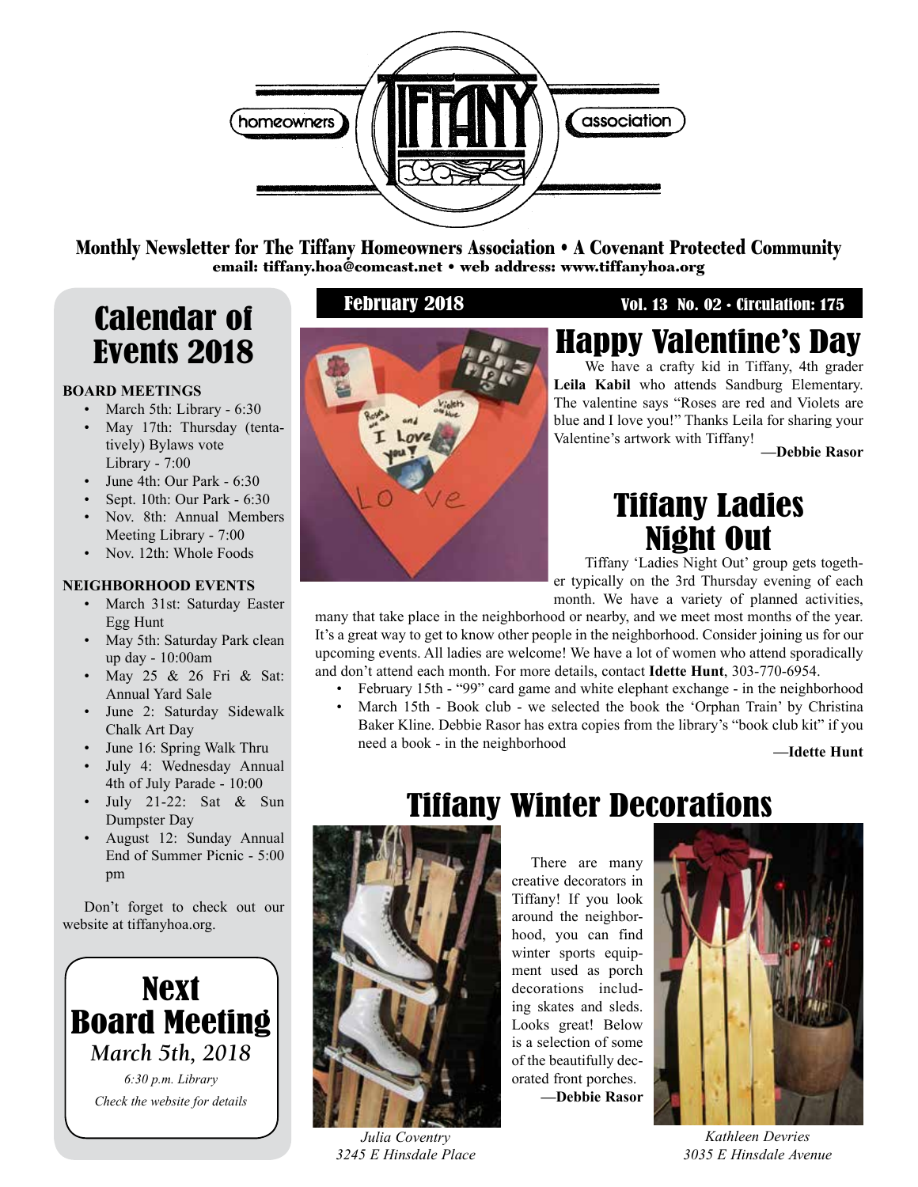homeowners TIFFANY association

**Monthly Newsletter for The Tiffany Homeowners Association • A Covenant Protected Community**
**email: tiffany.hoa@comcast.net • web address: www.tiffanyhoa.org**

**February 2018** — **Vol. 13 No. 02 • Circulation: 175**

## Calendar of Events 2018

**BOARD MEETINGS**

- March 5th: Library - 6:30
- May 17th: Thursday (tentatively) Bylaws vote Library - 7:00
- June 4th: Our Park - 6:30
- Sept. 10th: Our Park - 6:30
- Nov. 8th: Annual Members Meeting Library - 7:00
- Nov. 12th: Whole Foods

**NEIGHBORHOOD EVENTS**

- March 31st: Saturday Easter Egg Hunt
- May 5th: Saturday Park clean up day - 10:00am
- May 25 & 26 Fri & Sat: Annual Yard Sale
- June 2: Saturday Sidewalk Chalk Art Day
- June 16: Spring Walk Thru
- July 4: Wednesday Annual 4th of July Parade - 10:00
- July 21-22: Sat & Sun Dumpster Day
- August 12: Sunday Annual End of Summer Picnic - 5:00 pm

Don't forget to check out our website at tiffanyhoa.org.

## Next Board Meeting

*March 5th, 2018*

*6:30 p.m. Library*

*Check the website for details*

## Happy Valentine's Day

We have a crafty kid in Tiffany, 4th grader **Leila Kabil** who attends Sandburg Elementary. The valentine says "Roses are red and Violets are blue and I love you!" Thanks Leila for sharing your Valentine's artwork with Tiffany!

**—Debbie Rasor**

## Tiffany Ladies Night Out

Tiffany 'Ladies Night Out' group gets together typically on the 3rd Thursday evening of each month. We have a variety of planned activities, many that take place in the neighborhood or nearby, and we meet most months of the year. It's a great way to get to know other people in the neighborhood. Consider joining us for our upcoming events. All ladies are welcome! We have a lot of women who attend sporadically and don't attend each month. For more details, contact **Idette Hunt**, 303-770-6954.

- February 15th - "99" card game and white elephant exchange - in the neighborhood
- March 15th - Book club - we selected the book the 'Orphan Train' by Christina Baker Kline. Debbie Rasor has extra copies from the library's "book club kit" if you need a book - in the neighborhood

**—Idette Hunt**

## Tiffany Winter Decorations

There are many creative decorators in Tiffany! If you look around the neighborhood, you can find winter sports equipment used as porch decorations including skates and sleds. Looks great! Below is a selection of some of the beautifully decorated front porches.

**—Debbie Rasor**

*Julia Coventry*
*3245 E Hinsdale Place*

*Kathleen Devries*
*3035 E Hinsdale Avenue*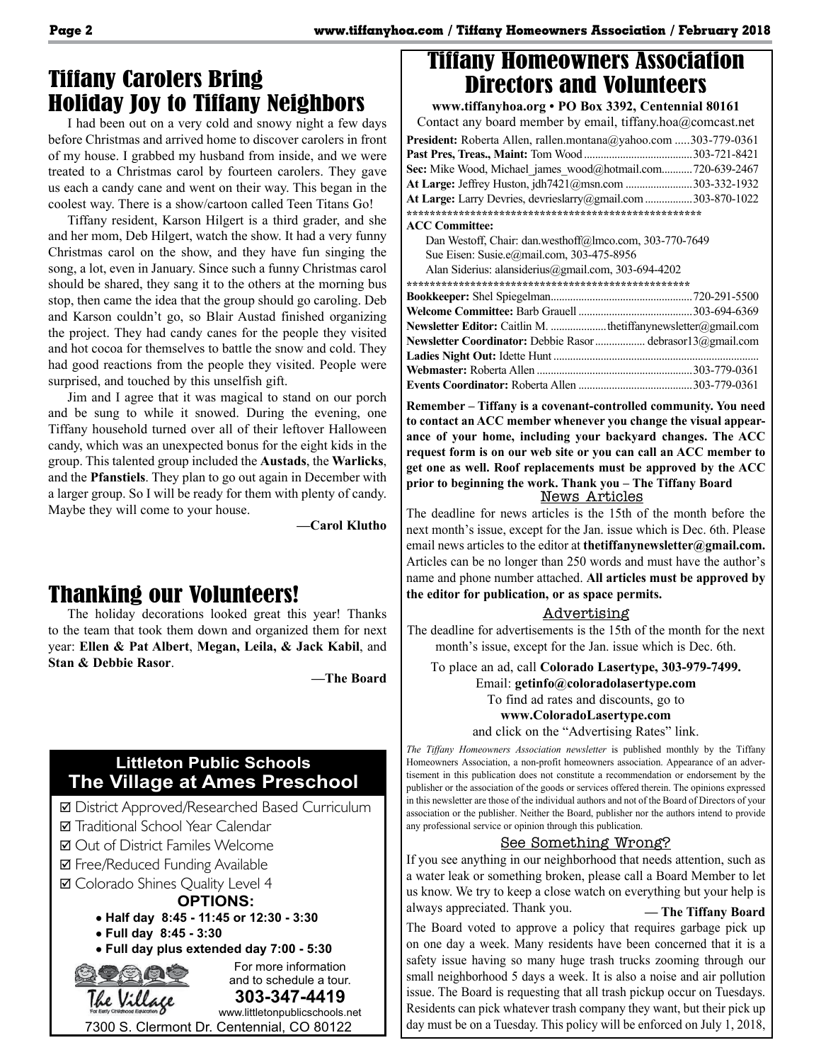# Tiffany Carolers Bring Holiday Joy to Tiffany Neighbors

I had been out on a very cold and snowy night a few days before Christmas and arrived home to discover carolers in front of my house. I grabbed my husband from inside, and we were treated to a Christmas carol by fourteen carolers. They gave us each a candy cane and went on their way. This began in the coolest way. There is a show/cartoon called Teen Titans Go!

Tiffany resident, Karson Hilgert is a third grader, and she and her mom, Deb Hilgert, watch the show. It had a very funny Christmas carol on the show, and they have fun singing the song, a lot, even in January. Since such a funny Christmas carol should be shared, they sang it to the others at the morning bus stop, then came the idea that the group should go caroling. Deb and Karson couldn't go, so Blair Austad finished organizing the project. They had candy canes for the people they visited and hot cocoa for themselves to battle the snow and cold. They had good reactions from the people they visited. People were surprised, and touched by this unselfish gift.

Jim and I agree that it was magical to stand on our porch and be sung to while it snowed. During the evening, one Tiffany household turned over all of their leftover Halloween candy, which was an unexpected bonus for the eight kids in the group. This talented group included the **Austads**, the **Warlicks**, and the **Pfanstiels**. They plan to go out again in December with a larger group. So I will be ready for them with plenty of candy. Maybe they will come to your house.

**—Carol Klutho**

# Thanking our Volunteers!

The holiday decorations looked great this year! Thanks to the team that took them down and organized them for next year: **Ellen & Pat Albert**, **Megan, Leila, & Jack Kabil**, and **Stan & Debbie Rasor**.

**—The Board**

**Littleton Public Schools**
**The Village at Ames Preschool**

- ☑ District Approved/Researched Based Curriculum
- ☑ Traditional School Year Calendar
- ☑ Out of District Familes Welcome
- ☑ Free/Reduced Funding Available
- ☑ Colorado Shines Quality Level 4

**OPTIONS:**

- **Half day 8:45 - 11:45 or 12:30 - 3:30**
- **Full day 8:45 - 3:30**
- **Full day plus extended day 7:00 - 5:30**

The Village — For Early Childhood Education

For more information and to schedule a tour.
**303-347-4419**
www.littletonpublicschools.net
7300 S. Clermont Dr. Centennial, CO 80122

# Tiffany Homeowners Association Directors and Volunteers

**www.tiffanyhoa.org • PO Box 3392, Centennial 80161**
Contact any board member by email, tiffany.hoa@comcast.net

**President:** Roberta Allen, rallen.montana@yahoo.com ..... 303-779-0361
**Past Pres, Treas., Maint:** Tom Wood ..... 303-721-8421
**Sec:** Mike Wood, Michael_james_wood@hotmail.com ..... 720-639-2467
**At Large:** Jeffrey Huston, jdh7421@msn.com ..... 303-332-1932
**At Large:** Larry Devries, devrieslarry@gmail.com ..... 303-870-1022

**ACC Committee:**
Dan Westoff, Chair: dan.westhoff@lmco.com, 303-770-7649
Sue Eisen: Susie.e@mail.com, 303-475-8956
Alan Siderius: alansiderius@gmail.com, 303-694-4202

**Bookkeeper:** Shel Spiegelman ..... 720-291-5500
**Welcome Committee:** Barb Grauell ..... 303-694-6369
**Newsletter Editor:** Caitlin M. ..... thetiffanynewsletter@gmail.com
**Newsletter Coordinator:** Debbie Rasor ..... debrasor13@gmail.com
**Ladies Night Out:** Idette Hunt
**Webmaster:** Roberta Allen ..... 303-779-0361
**Events Coordinator:** Roberta Allen ..... 303-779-0361

**Remember – Tiffany is a covenant-controlled community. You need to contact an ACC member whenever you change the visual appearance of your home, including your backyard changes. The ACC request form is on our web site or you can call an ACC member to get one as well. Roof replacements must be approved by the ACC prior to beginning the work. Thank you – The Tiffany Board**

## News Articles

The deadline for news articles is the 15th of the month before the next month's issue, except for the Jan. issue which is Dec. 6th. Please email news articles to the editor at **thetiffanynewsletter@gmail.com.** Articles can be no longer than 250 words and must have the author's name and phone number attached. **All articles must be approved by the editor for publication, or as space permits.**

## Advertising

The deadline for advertisements is the 15th of the month for the next month's issue, except for the Jan. issue which is Dec. 6th.

To place an ad, call **Colorado Lasertype, 303-979-7499.**
Email: **getinfo@coloradolasertype.com**
To find ad rates and discounts, go to
**www.ColoradoLasertype.com**
and click on the "Advertising Rates" link.

*The Tiffany Homeowners Association newsletter* is published monthly by the Tiffany Homeowners Association, a non-profit homeowners association. Appearance of an advertisement in this publication does not constitute a recommendation or endorsement by the publisher or the association of the goods or services offered therein. The opinions expressed in this newsletter are those of the individual authors and not of the Board of Directors of your association or the publisher. Neither the Board, publisher nor the authors intend to provide any professional service or opinion through this publication.

## See Something Wrong?

If you see anything in our neighborhood that needs attention, such as a water leak or something broken, please call a Board Member to let us know. We try to keep a close watch on everything but your help is always appreciated. Thank you.

**— The Tiffany Board**

The Board voted to approve a policy that requires garbage pick up on one day a week. Many residents have been concerned that it is a safety issue having so many huge trash trucks zooming through our small neighborhood 5 days a week. It is also a noise and air pollution issue. The Board is requesting that all trash pickup occur on Tuesdays. Residents can pick whatever trash company they want, but their pick up day must be on a Tuesday. This policy will be enforced on July 1, 2018,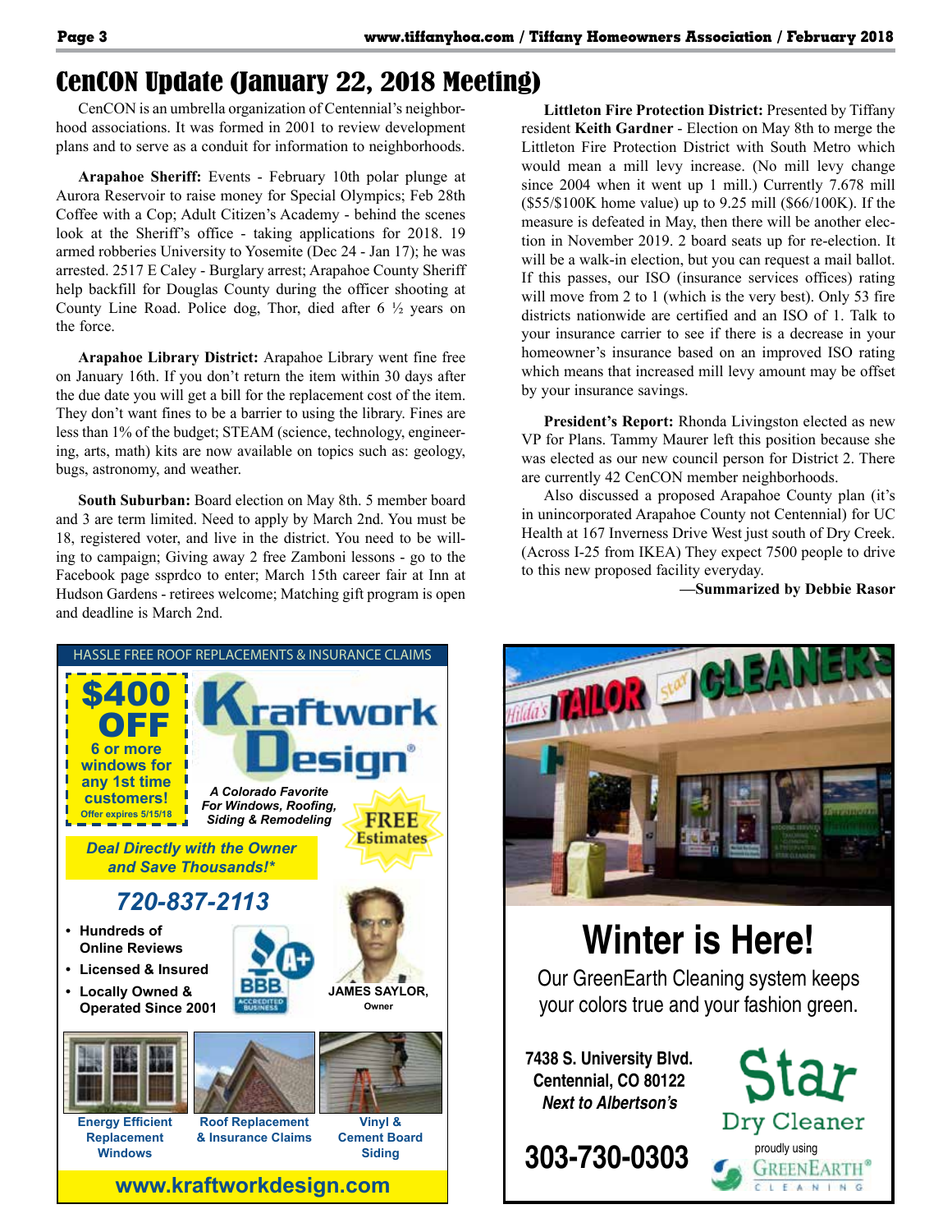# CenCON Update (January 22, 2018 Meeting)

CenCON is an umbrella organization of Centennial's neighborhood associations. It was formed in 2001 to review development plans and to serve as a conduit for information to neighborhoods.

**Arapahoe Sheriff:** Events - February 10th polar plunge at Aurora Reservoir to raise money for Special Olympics; Feb 28th Coffee with a Cop; Adult Citizen's Academy - behind the scenes look at the Sheriff's office - taking applications for 2018. 19 armed robberies University to Yosemite (Dec 24 - Jan 17); he was arrested. 2517 E Caley - Burglary arrest; Arapahoe County Sheriff help backfill for Douglas County during the officer shooting at County Line Road. Police dog, Thor, died after 6 ½ years on the force.

**Arapahoe Library District:** Arapahoe Library went fine free on January 16th. If you don't return the item within 30 days after the due date you will get a bill for the replacement cost of the item. They don't want fines to be a barrier to using the library. Fines are less than 1% of the budget; STEAM (science, technology, engineering, arts, math) kits are now available on topics such as: geology, bugs, astronomy, and weather.

**South Suburban:** Board election on May 8th. 5 member board and 3 are term limited. Need to apply by March 2nd. You must be 18, registered voter, and live in the district. You need to be willing to campaign; Giving away 2 free Zamboni lessons - go to the Facebook page ssprdco to enter; March 15th career fair at Inn at Hudson Gardens - retirees welcome; Matching gift program is open and deadline is March 2nd.

**Littleton Fire Protection District:** Presented by Tiffany resident **Keith Gardner** - Election on May 8th to merge the Littleton Fire Protection District with South Metro which would mean a mill levy increase. (No mill levy change since 2004 when it went up 1 mill.) Currently 7.678 mill ($55/$100K home value) up to 9.25 mill ($66/100K). If the measure is defeated in May, then there will be another election in November 2019. 2 board seats up for re-election. It will be a walk-in election, but you can request a mail ballot. If this passes, our ISO (insurance services offices) rating will move from 2 to 1 (which is the very best). Only 53 fire districts nationwide are certified and an ISO of 1. Talk to your insurance carrier to see if there is a decrease in your homeowner's insurance based on an improved ISO rating which means that increased mill levy amount may be offset by your insurance savings.

**President's Report:** Rhonda Livingston elected as new VP for Plans. Tammy Maurer left this position because she was elected as our new council person for District 2. There are currently 42 CenCON member neighborhoods.

Also discussed a proposed Arapahoe County plan (it's in unincorporated Arapahoe County not Centennial) for UC Health at 167 Inverness Drive West just south of Dry Creek. (Across I-25 from IKEA) They expect 7500 people to drive to this new proposed facility everyday.

**—Summarized by Debbie Rasor**

---

HASSLE FREE ROOF REPLACEMENTS & INSURANCE CLAIMS

**$400 OFF** 6 or more windows for any 1st time customers! Offer expires 5/15/18

**Kraftwork Design®**

*A Colorado Favorite For Windows, Roofing, Siding & Remodeling*

**FREE Estimates**

*Deal Directly with the Owner and Save Thousands!**

***720-837-2113***

- Hundreds of Online Reviews
- Licensed & Insured
- Locally Owned & Operated Since 2001

BBB A+ Accredited Business

JAMES SAYLOR, Owner

Energy Efficient Replacement Windows | Roof Replacement & Insurance Claims | Vinyl & Cement Board Siding

**www.kraftworkdesign.com**

---

# Winter is Here!

Our GreenEarth Cleaning system keeps your colors true and your fashion green.

**7438 S. University Blvd.**
**Centennial, CO 80122**
***Next to Albertson's***

**303-730-0303**

Star Dry Cleaner — proudly using GreenEarth® Cleaning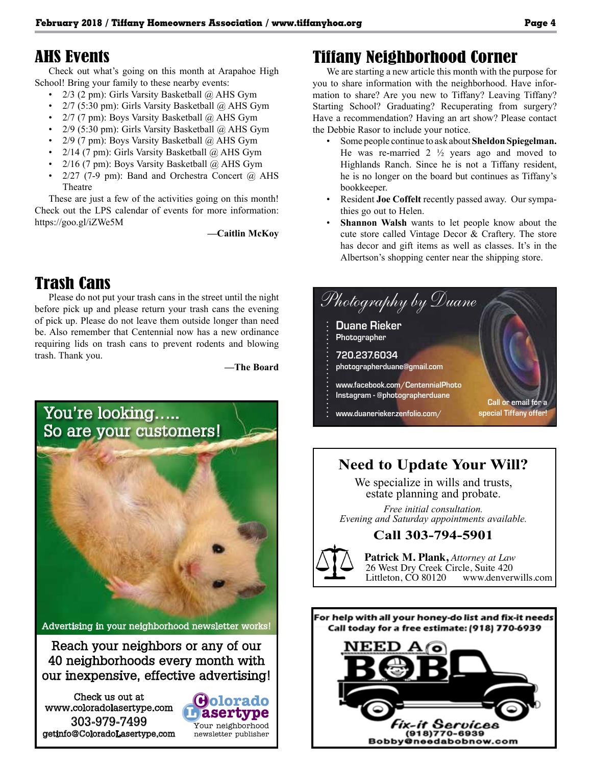## AHS Events

Check out what's going on this month at Arapahoe High School! Bring your family to these nearby events:

- 2/3 (2 pm): Girls Varsity Basketball @ AHS Gym
- 2/7 (5:30 pm): Girls Varsity Basketball @ AHS Gym
- 2/7 (7 pm): Boys Varsity Basketball @ AHS Gym
- 2/9 (5:30 pm): Girls Varsity Basketball @ AHS Gym
- 2/9 (7 pm): Boys Varsity Basketball @ AHS Gym
- 2/14 (7 pm): Girls Varsity Basketball @ AHS Gym
- 2/16 (7 pm): Boys Varsity Basketball @ AHS Gym
- 2/27 (7-9 pm): Band and Orchestra Concert @ AHS Theatre

These are just a few of the activities going on this month! Check out the LPS calendar of events for more information: https://goo.gl/iZWe5M

**—Caitlin McKoy**

## Trash Cans

Please do not put your trash cans in the street until the night before pick up and please return your trash cans the evening of pick up. Please do not leave them outside longer than need be. Also remember that Centennial now has a new ordinance requiring lids on trash cans to prevent rodents and blowing trash. Thank you.

**—The Board**

You're looking.....
So are your customers!

Advertising in your neighborhood newsletter works!

Reach your neighbors or any of our 40 neighborhoods every month with our inexpensive, effective advertising!

Check us out at
www.coloradolasertype.com
303-979-7499
getinfo@ColoradoLasertype.com

Colorado Lasertype
Your neighborhood newsletter publisher

## Tiffany Neighborhood Corner

We are starting a new article this month with the purpose for you to share information with the neighborhood. Have information to share? Are you new to Tiffany? Leaving Tiffany? Starting School? Graduating? Recuperating from surgery? Have a recommendation? Having an art show? Please contact the Debbie Rasor to include your notice.

- Some people continue to ask about **Sheldon Spiegelman.** He was re-married 2 ½ years ago and moved to Highlands Ranch. Since he is not a Tiffany resident, he is no longer on the board but continues as Tiffany's bookkeeper.
- Resident **Joe Coffelt** recently passed away. Our sympathies go out to Helen.
- **Shannon Walsh** wants to let people know about the cute store called Vintage Decor & Craftery. The store has decor and gift items as well as classes. It's in the Albertson's shopping center near the shipping store.

*Photography by Duane*

Duane Rieker
Photographer
720.237.6034
photographerduane@gmail.com
www.facebook.com/CentennialPhoto
Instagram - @photographerduane
www.duanerieker.zenfolio.com/

Call or email for a special Tiffany offer!

**Need to Update Your Will?**

We specialize in wills and trusts, estate planning and probate.

*Free initial consultation.*
*Evening and Saturday appointments available.*

**Call 303-794-5901**

**Patrick M. Plank,** *Attorney at Law*
26 West Dry Creek Circle, Suite 420
Littleton, CO 80120 www.denverwills.com

**For help with all your honey-do list and fix-it needs Call today for a free estimate: (918) 770-6939**

NEED A BOB
Fix-it Services
(918)770-6939
Bobby@needabobnow.com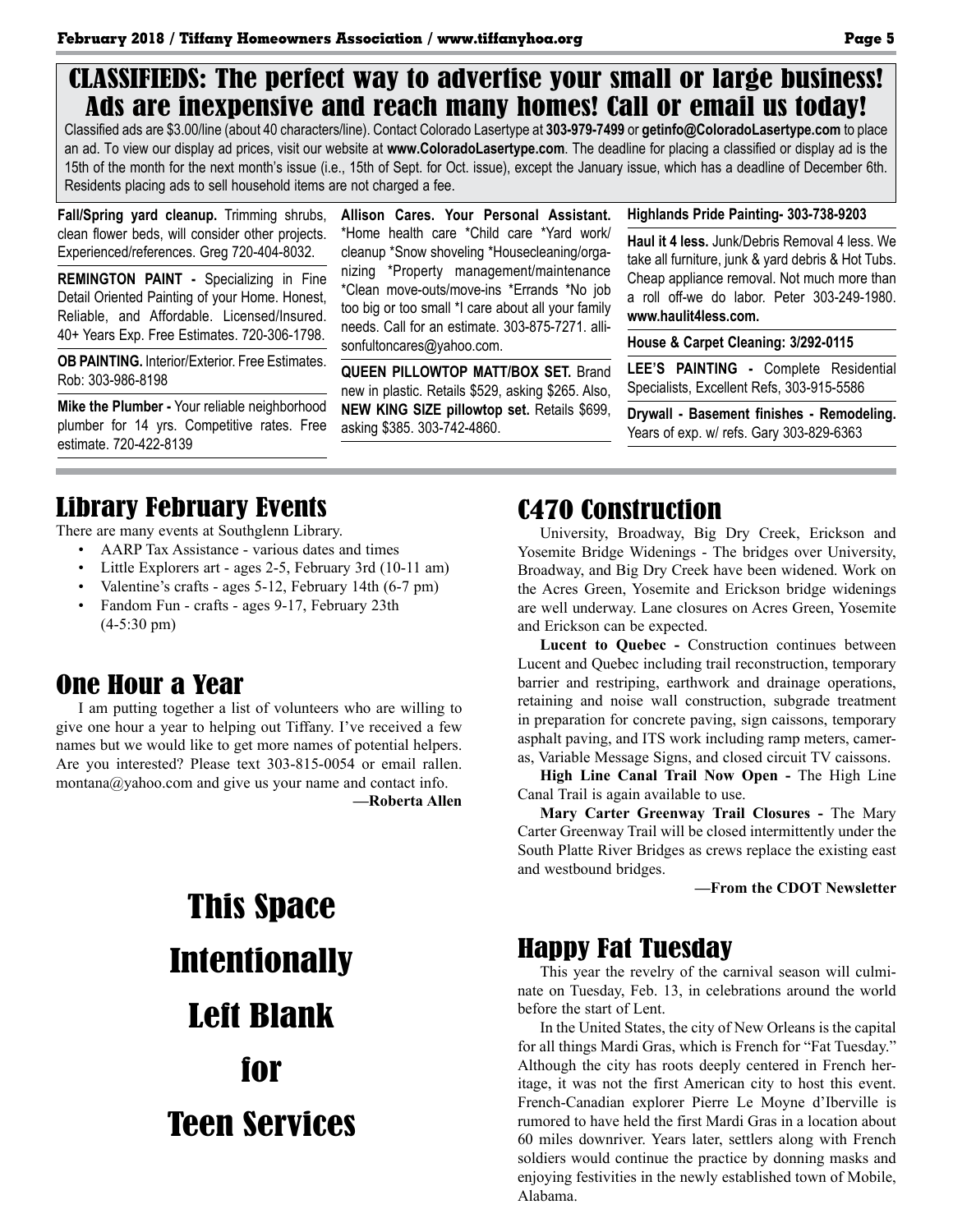## CLASSIFIEDS: The perfect way to advertise your small or large business! Ads are inexpensive and reach many homes! Call or email us today!

Classified ads are $3.00/line (about 40 characters/line). Contact Colorado Lasertype at **303-979-7499** or **getinfo@ColoradoLasertype.com** to place an ad. To view our display ad prices, visit our website at **www.ColoradoLasertype.com**. The deadline for placing a classified or display ad is the 15th of the month for the next month's issue (i.e., 15th of Sept. for Oct. issue), except the January issue, which has a deadline of December 6th. Residents placing ads to sell household items are not charged a fee.

**Fall/Spring yard cleanup.** Trimming shrubs, clean flower beds, will consider other projects. Experienced/references. Greg 720-404-8032.

**REMINGTON PAINT -** Specializing in Fine Detail Oriented Painting of your Home. Honest, Reliable, and Affordable. Licensed/Insured. 40+ Years Exp. Free Estimates. 720-306-1798.

**OB PAINTING.** Interior/Exterior. Free Estimates. Rob: 303-986-8198

**Mike the Plumber -** Your reliable neighborhood plumber for 14 yrs. Competitive rates. Free estimate. 720-422-8139

**Allison Cares. Your Personal Assistant.** *Home health care *Child care *Yard work/cleanup *Snow shoveling *Housecleaning/organizing *Property management/maintenance *Clean move-outs/move-ins *Errands *No job too big or too small *I care about all your family needs. Call for an estimate. 303-875-7271. allisonfultoncares@yahoo.com.

**QUEEN PILLOWTOP MATT/BOX SET.** Brand new in plastic. Retails $529, asking $265. Also, **NEW KING SIZE pillowtop set.** Retails $699, asking $385. 303-742-4860.

**Highlands Pride Painting- 303-738-9203**

**Haul it 4 less.** Junk/Debris Removal 4 less. We take all furniture, junk & yard debris & Hot Tubs. Cheap appliance removal. Not much more than a roll off-we do labor. Peter 303-249-1980. **www.haulit4less.com.**

**House & Carpet Cleaning: 3/292-0115**

**LEE'S PAINTING -** Complete Residential Specialists, Excellent Refs, 303-915-5586

**Drywall - Basement finishes - Remodeling.** Years of exp. w/ refs. Gary 303-829-6363

## Library February Events

There are many events at Southglenn Library.

- AARP Tax Assistance - various dates and times
- Little Explorers art - ages 2-5, February 3rd (10-11 am)
- Valentine's crafts - ages 5-12, February 14th (6-7 pm)
- Fandom Fun - crafts - ages 9-17, February 23th (4-5:30 pm)

## One Hour a Year

I am putting together a list of volunteers who are willing to give one hour a year to helping out Tiffany. I've received a few names but we would like to get more names of potential helpers. Are you interested? Please text 303-815-0054 or email rallen.montana@yahoo.com and give us your name and contact info.

**—Roberta Allen**

# This Space Intentionally Left Blank for Teen Services

## C470 Construction

University, Broadway, Big Dry Creek, Erickson and Yosemite Bridge Widenings - The bridges over University, Broadway, and Big Dry Creek have been widened. Work on the Acres Green, Yosemite and Erickson bridge widenings are well underway. Lane closures on Acres Green, Yosemite and Erickson can be expected.

**Lucent to Quebec -** Construction continues between Lucent and Quebec including trail reconstruction, temporary barrier and restriping, earthwork and drainage operations, retaining and noise wall construction, subgrade treatment in preparation for concrete paving, sign caissons, temporary asphalt paving, and ITS work including ramp meters, cameras, Variable Message Signs, and closed circuit TV caissons.

**High Line Canal Trail Now Open -** The High Line Canal Trail is again available to use.

**Mary Carter Greenway Trail Closures -** The Mary Carter Greenway Trail will be closed intermittently under the South Platte River Bridges as crews replace the existing east and westbound bridges.

**—From the CDOT Newsletter**

## Happy Fat Tuesday

This year the revelry of the carnival season will culminate on Tuesday, Feb. 13, in celebrations around the world before the start of Lent.

In the United States, the city of New Orleans is the capital for all things Mardi Gras, which is French for "Fat Tuesday." Although the city has roots deeply centered in French heritage, it was not the first American city to host this event. French-Canadian explorer Pierre Le Moyne d'Iberville is rumored to have held the first Mardi Gras in a location about 60 miles downriver. Years later, settlers along with French soldiers would continue the practice by donning masks and enjoying festivities in the newly established town of Mobile, Alabama.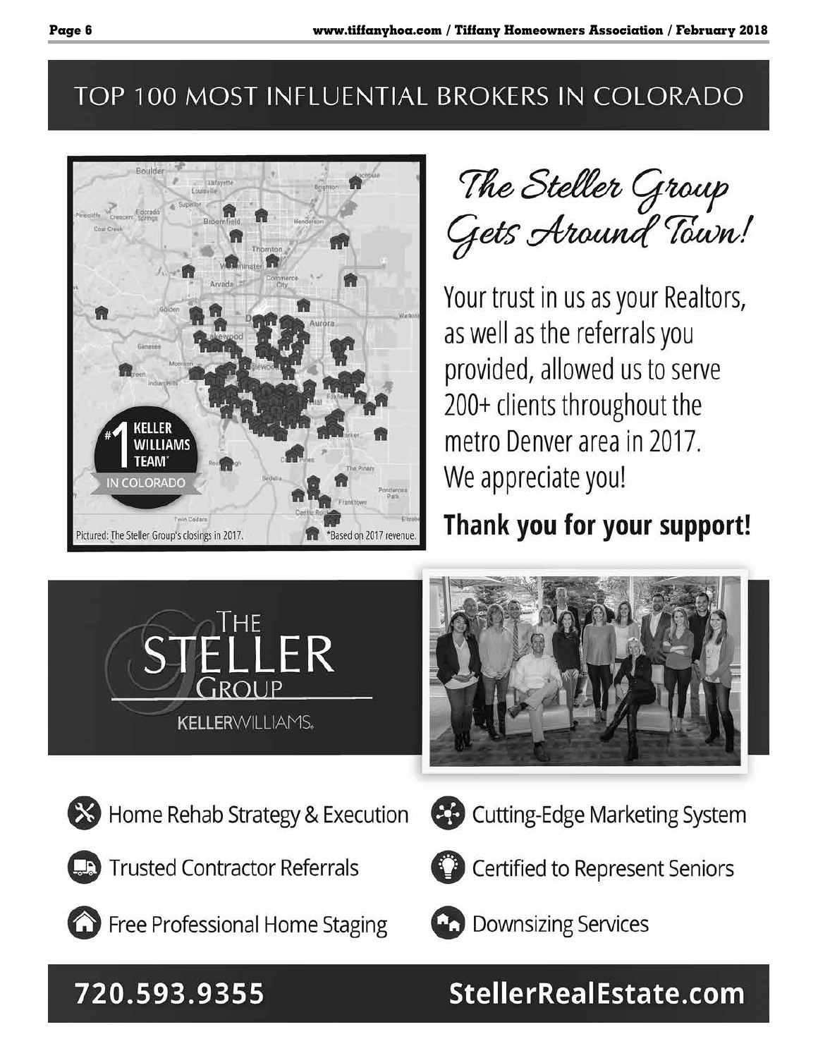# TOP 100 MOST INFLUENTIAL BROKERS IN COLORADO

#1 KELLER WILLIAMS TEAM* IN COLORADO

Pictured: The Steller Group's closings in 2017.

*Based on 2017 revenue.

## *The Steller Group Gets Around Town!*

Your trust in us as your Realtors, as well as the referrals you provided, allowed us to serve 200+ clients throughout the metro Denver area in 2017. We appreciate you!

**Thank you for your support!**

THE STELLER GROUP

KELLERWILLIAMS.

- Home Rehab Strategy & Execution
- Trusted Contractor Referrals
- Free Professional Home Staging
- Cutting-Edge Marketing System
- Certified to Represent Seniors
- Downsizing Services

**720.593.9355**

**StellerRealEstate.com**